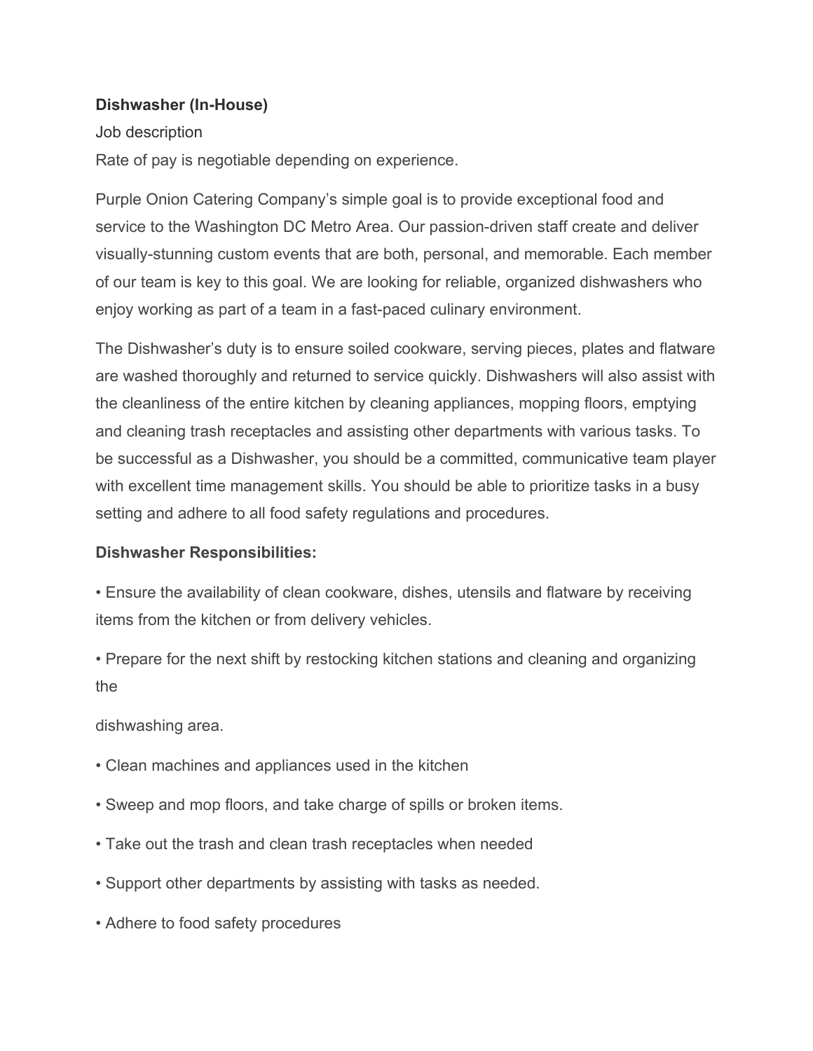**Dishwasher (In-House)**

Job description

Rate of pay is negotiable depending on experience.

Purple Onion Catering Company's simple goal is to provide exceptional food and service to the Washington DC Metro Area. Our passion-driven staff create and deliver visually-stunning custom events that are both, personal, and memorable. Each member of our team is key to this goal. We are looking for reliable, organized dishwashers who enjoy working as part of a team in a fast-paced culinary environment.

The Dishwasher's duty is to ensure soiled cookware, serving pieces, plates and flatware are washed thoroughly and returned to service quickly. Dishwashers will also assist with the cleanliness of the entire kitchen by cleaning appliances, mopping floors, emptying and cleaning trash receptacles and assisting other departments with various tasks. To be successful as a Dishwasher, you should be a committed, communicative team player with excellent time management skills. You should be able to prioritize tasks in a busy setting and adhere to all food safety regulations and procedures.

**Dishwasher Responsibilities:**

- Ensure the availability of clean cookware, dishes, utensils and flatware by receiving items from the kitchen or from delivery vehicles.
- Prepare for the next shift by restocking kitchen stations and cleaning and organizing the dishwashing area.
- Clean machines and appliances used in the kitchen
- Sweep and mop floors, and take charge of spills or broken items.
- Take out the trash and clean trash receptacles when needed
- Support other departments by assisting with tasks as needed.
- Adhere to food safety procedures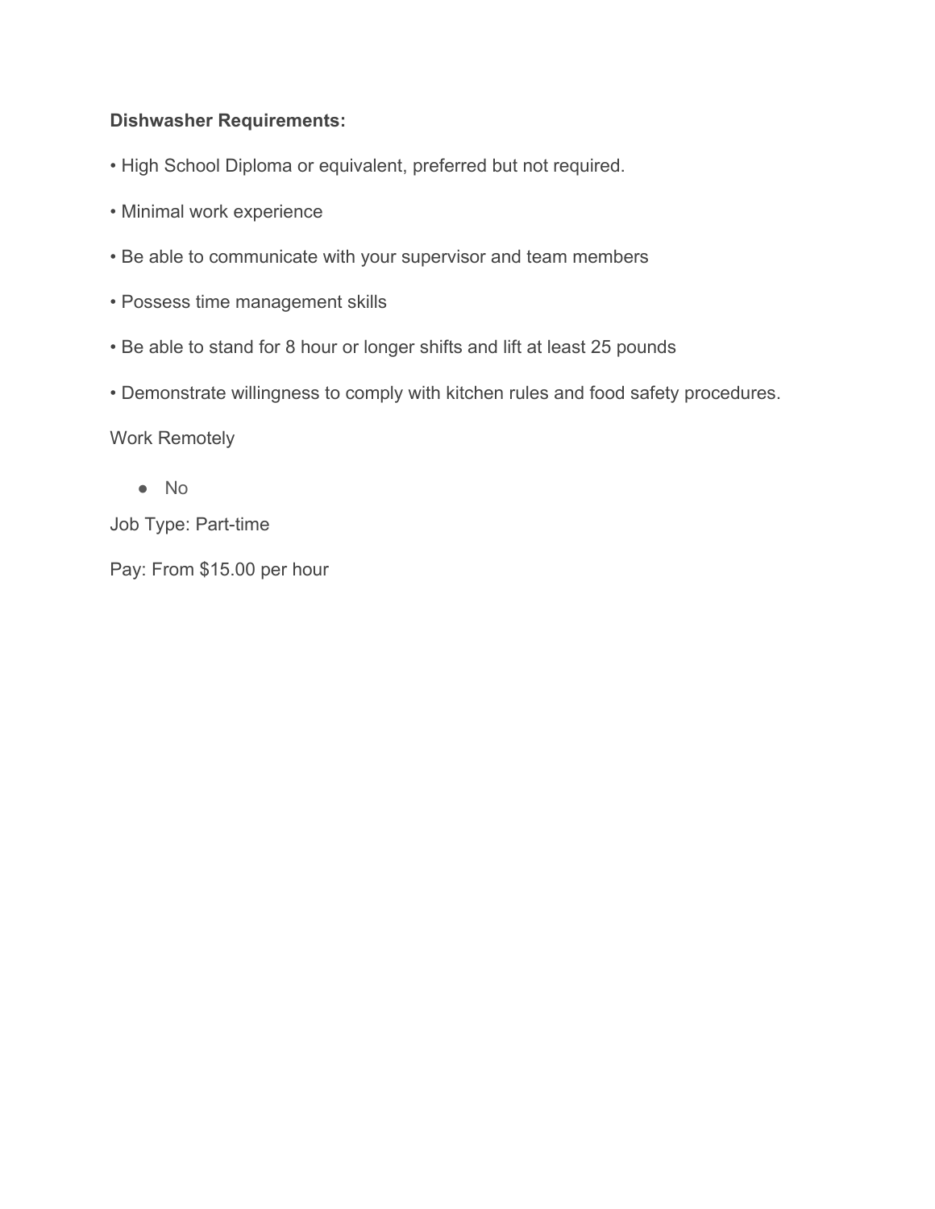**Dishwasher Requirements:**

- High School Diploma or equivalent, preferred but not required.
- Minimal work experience
- Be able to communicate with your supervisor and team members
- Possess time management skills
- Be able to stand for 8 hour or longer shifts and lift at least 25 pounds
- Demonstrate willingness to comply with kitchen rules and food safety procedures.

Work Remotely

- No

Job Type: Part-time

Pay: From $15.00 per hour